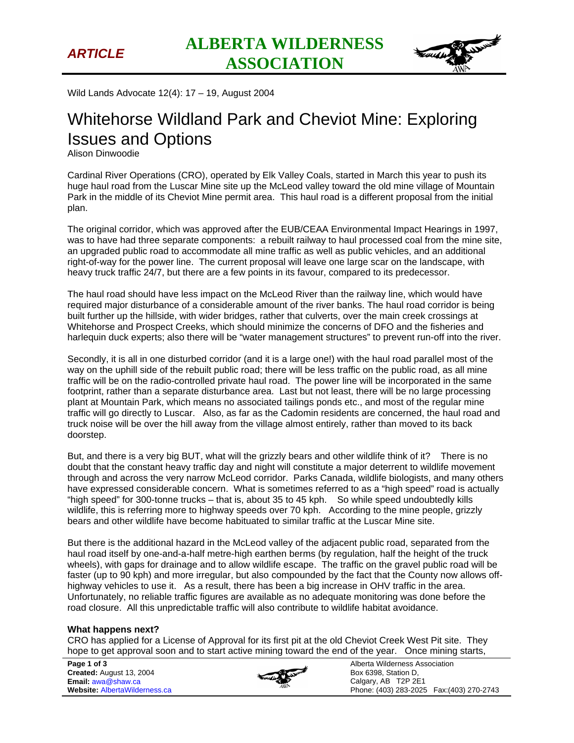Wild Lands Advocate 12(4): 17 – 19, August 2004

# Whitehorse Wildland Park and Cheviot Mine: Exploring Issues and Options

Alison Dinwoodie

Cardinal River Operations (CRO), operated by Elk Valley Coals, started in March this year to push its huge haul road from the Luscar Mine site up the McLeod valley toward the old mine village of Mountain Park in the middle of its Cheviot Mine permit area. This haul road is a different proposal from the initial plan.

The original corridor, which was approved after the EUB/CEAA Environmental Impact Hearings in 1997, was to have had three separate components: a rebuilt railway to haul processed coal from the mine site, an upgraded public road to accommodate all mine traffic as well as public vehicles, and an additional right-of-way for the power line. The current proposal will leave one large scar on the landscape, with heavy truck traffic 24/7, but there are a few points in its favour, compared to its predecessor.

The haul road should have less impact on the McLeod River than the railway line, which would have required major disturbance of a considerable amount of the river banks. The haul road corridor is being built further up the hillside, with wider bridges, rather that culverts, over the main creek crossings at Whitehorse and Prospect Creeks, which should minimize the concerns of DFO and the fisheries and harlequin duck experts; also there will be "water management structures" to prevent run-off into the river.

Secondly, it is all in one disturbed corridor (and it is a large one!) with the haul road parallel most of the way on the uphill side of the rebuilt public road; there will be less traffic on the public road, as all mine traffic will be on the radio-controlled private haul road. The power line will be incorporated in the same footprint, rather than a separate disturbance area. Last but not least, there will be no large processing plant at Mountain Park, which means no associated tailings ponds etc., and most of the regular mine traffic will go directly to Luscar. Also, as far as the Cadomin residents are concerned, the haul road and truck noise will be over the hill away from the village almost entirely, rather than moved to its back doorstep.

But, and there is a very big BUT, what will the grizzly bears and other wildlife think of it? There is no doubt that the constant heavy traffic day and night will constitute a major deterrent to wildlife movement through and across the very narrow McLeod corridor. Parks Canada, wildlife biologists, and many others have expressed considerable concern. What is sometimes referred to as a "high speed" road is actually "high speed" for 300-tonne trucks – that is, about 35 to 45 kph. So while speed undoubtedly kills wildlife, this is referring more to highway speeds over 70 kph. According to the mine people, grizzly bears and other wildlife have become habituated to similar traffic at the Luscar Mine site.

But there is the additional hazard in the McLeod valley of the adjacent public road, separated from the haul road itself by one-and-a-half metre-high earthen berms (by regulation, half the height of the truck wheels), with gaps for drainage and to allow wildlife escape. The traffic on the gravel public road will be faster (up to 90 kph) and more irregular, but also compounded by the fact that the County now allows off-highway vehicles to use it. As a result, there has been a big increase in OHV traffic in the area. Unfortunately, no reliable traffic figures are available as no adequate monitoring was done before the road closure. All this unpredictable traffic will also contribute to wildlife habitat avoidance.

**What happens next?**

CRO has applied for a License of Approval for its first pit at the old Cheviot Creek West Pit site. They hope to get approval soon and to start active mining toward the end of the year. Once mining starts,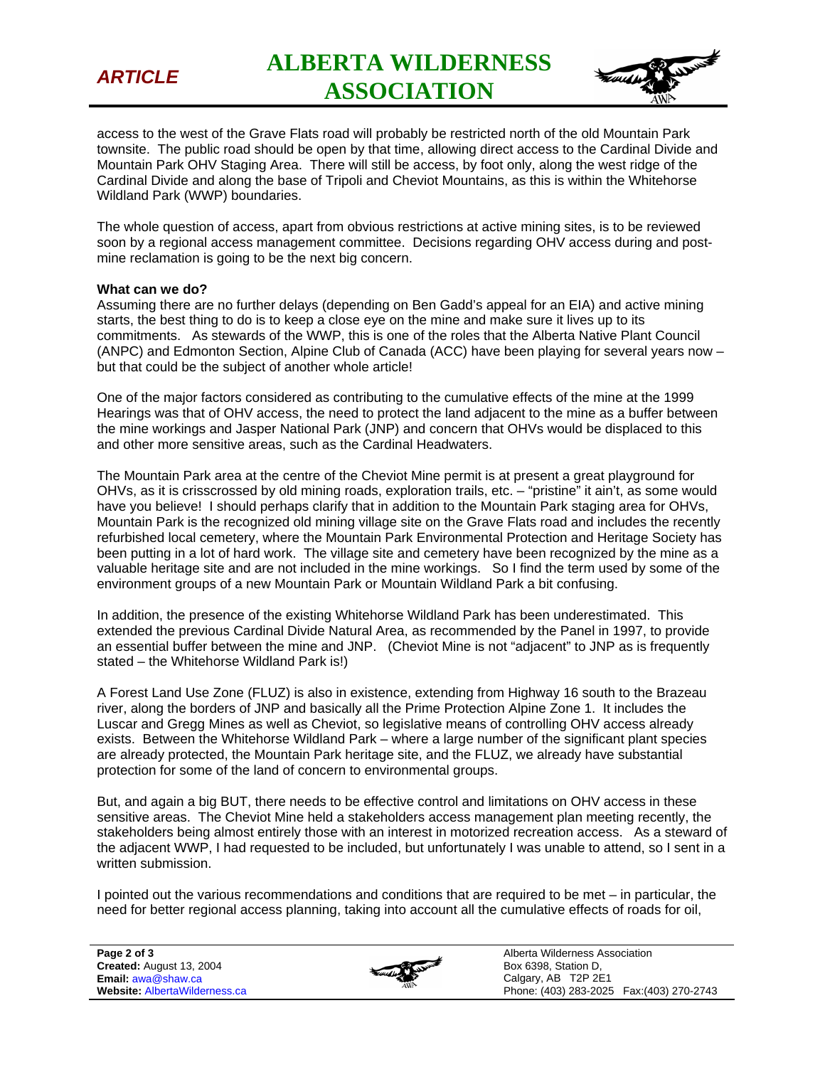access to the west of the Grave Flats road will probably be restricted north of the old Mountain Park townsite. The public road should be open by that time, allowing direct access to the Cardinal Divide and Mountain Park OHV Staging Area. There will still be access, by foot only, along the west ridge of the Cardinal Divide and along the base of Tripoli and Cheviot Mountains, as this is within the Whitehorse Wildland Park (WWP) boundaries.

The whole question of access, apart from obvious restrictions at active mining sites, is to be reviewed soon by a regional access management committee. Decisions regarding OHV access during and post-mine reclamation is going to be the next big concern.

**What can we do?**

Assuming there are no further delays (depending on Ben Gadd's appeal for an EIA) and active mining starts, the best thing to do is to keep a close eye on the mine and make sure it lives up to its commitments. As stewards of the WWP, this is one of the roles that the Alberta Native Plant Council (ANPC) and Edmonton Section, Alpine Club of Canada (ACC) have been playing for several years now – but that could be the subject of another whole article!

One of the major factors considered as contributing to the cumulative effects of the mine at the 1999 Hearings was that of OHV access, the need to protect the land adjacent to the mine as a buffer between the mine workings and Jasper National Park (JNP) and concern that OHVs would be displaced to this and other more sensitive areas, such as the Cardinal Headwaters.

The Mountain Park area at the centre of the Cheviot Mine permit is at present a great playground for OHVs, as it is crisscrossed by old mining roads, exploration trails, etc. – "pristine" it ain't, as some would have you believe! I should perhaps clarify that in addition to the Mountain Park staging area for OHVs, Mountain Park is the recognized old mining village site on the Grave Flats road and includes the recently refurbished local cemetery, where the Mountain Park Environmental Protection and Heritage Society has been putting in a lot of hard work. The village site and cemetery have been recognized by the mine as a valuable heritage site and are not included in the mine workings. So I find the term used by some of the environment groups of a new Mountain Park or Mountain Wildland Park a bit confusing.

In addition, the presence of the existing Whitehorse Wildland Park has been underestimated. This extended the previous Cardinal Divide Natural Area, as recommended by the Panel in 1997, to provide an essential buffer between the mine and JNP. (Cheviot Mine is not "adjacent" to JNP as is frequently stated – the Whitehorse Wildland Park is!)

A Forest Land Use Zone (FLUZ) is also in existence, extending from Highway 16 south to the Brazeau river, along the borders of JNP and basically all the Prime Protection Alpine Zone 1. It includes the Luscar and Gregg Mines as well as Cheviot, so legislative means of controlling OHV access already exists. Between the Whitehorse Wildland Park – where a large number of the significant plant species are already protected, the Mountain Park heritage site, and the FLUZ, we already have substantial protection for some of the land of concern to environmental groups.

But, and again a big BUT, there needs to be effective control and limitations on OHV access in these sensitive areas. The Cheviot Mine held a stakeholders access management plan meeting recently, the stakeholders being almost entirely those with an interest in motorized recreation access. As a steward of the adjacent WWP, I had requested to be included, but unfortunately I was unable to attend, so I sent in a written submission.

I pointed out the various recommendations and conditions that are required to be met – in particular, the need for better regional access planning, taking into account all the cumulative effects of roads for oil,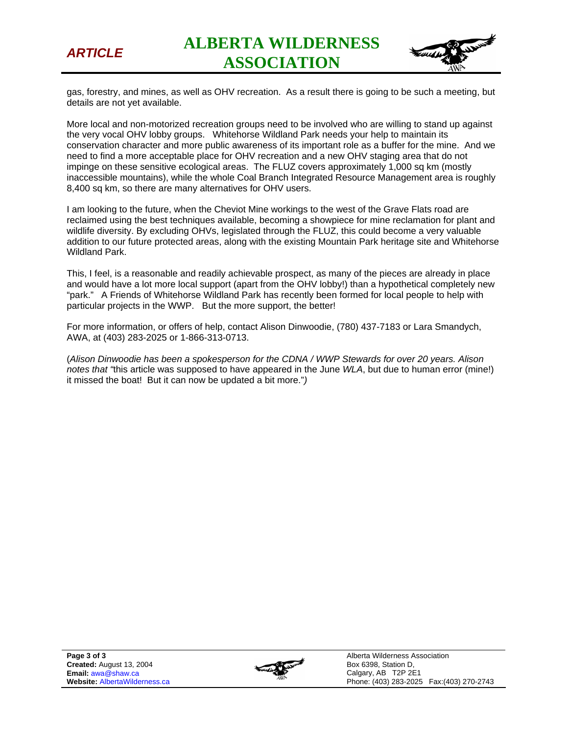gas, forestry, and mines, as well as OHV recreation. As a result there is going to be such a meeting, but details are not yet available.

More local and non-motorized recreation groups need to be involved who are willing to stand up against the very vocal OHV lobby groups. Whitehorse Wildland Park needs your help to maintain its conservation character and more public awareness of its important role as a buffer for the mine. And we need to find a more acceptable place for OHV recreation and a new OHV staging area that do not impinge on these sensitive ecological areas. The FLUZ covers approximately 1,000 sq km (mostly inaccessible mountains), while the whole Coal Branch Integrated Resource Management area is roughly 8,400 sq km, so there are many alternatives for OHV users.

I am looking to the future, when the Cheviot Mine workings to the west of the Grave Flats road are reclaimed using the best techniques available, becoming a showpiece for mine reclamation for plant and wildlife diversity. By excluding OHVs, legislated through the FLUZ, this could become a very valuable addition to our future protected areas, along with the existing Mountain Park heritage site and Whitehorse Wildland Park.

This, I feel, is a reasonable and readily achievable prospect, as many of the pieces are already in place and would have a lot more local support (apart from the OHV lobby!) than a hypothetical completely new "park." A Friends of Whitehorse Wildland Park has recently been formed for local people to help with particular projects in the WWP. But the more support, the better!

For more information, or offers of help, contact Alison Dinwoodie, (780) 437-7183 or Lara Smandych, AWA, at (403) 283-2025 or 1-866-313-0713.

(*Alison Dinwoodie has been a spokesperson for the CDNA / WWP Stewards for over 20 years. Alison notes that "*this article was supposed to have appeared in the June *WLA*, but due to human error (mine!) it missed the boat! But it can now be updated a bit more."*)*